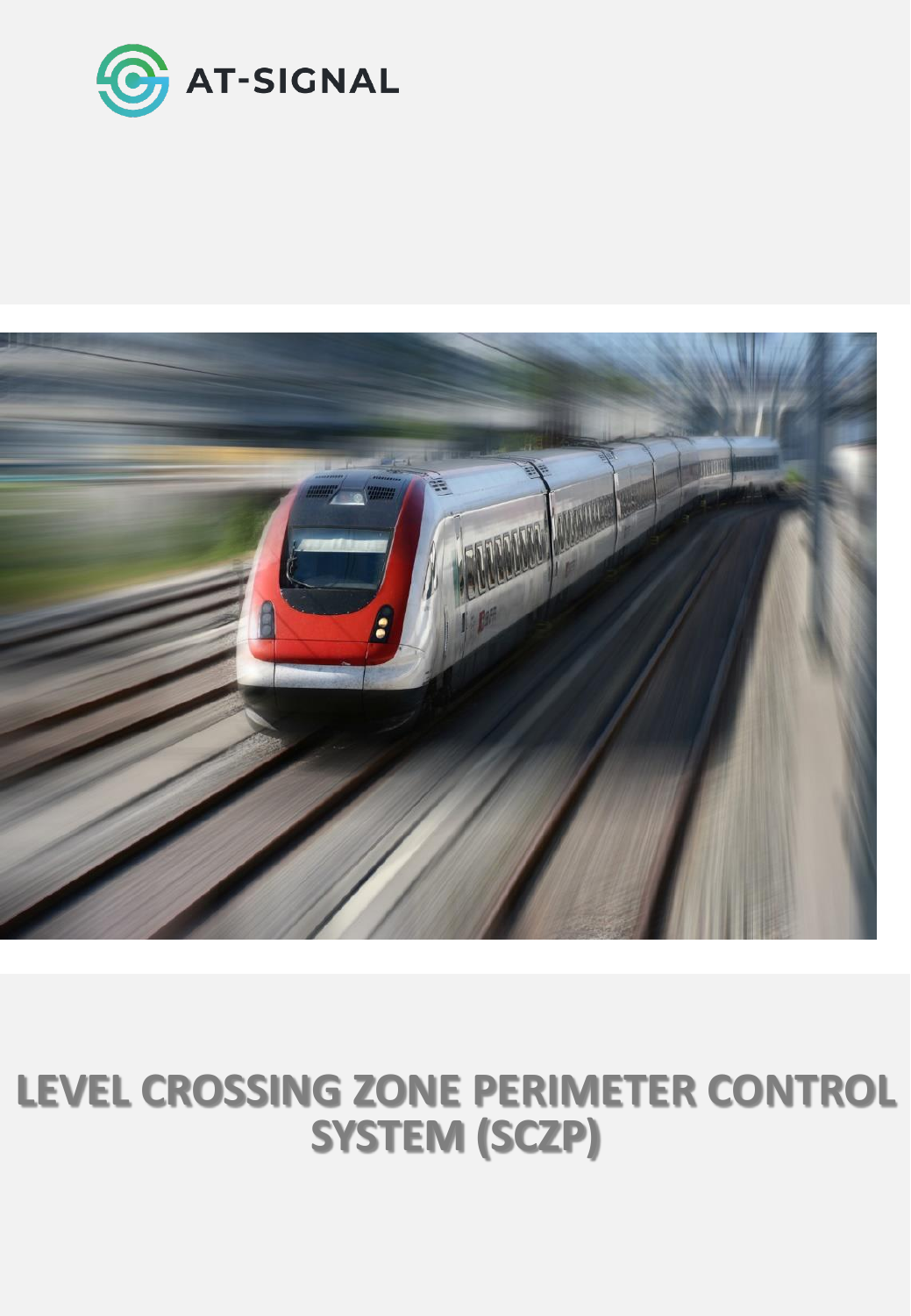AT-SIGNAL

# LEVEL CROSSING ZONE PERIMETER CONTROL SYSTEM (SCZP)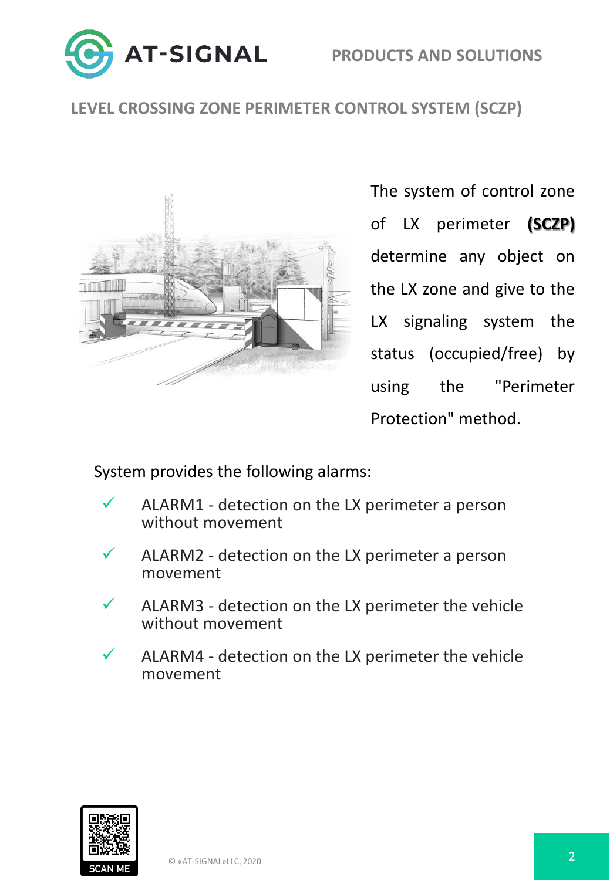## LEVEL CROSSING ZONE PERIMETER CONTROL SYSTEM (SCZP)

The system of control zone of LX perimeter **(SCZP)** determine any object on the LX zone and give to the LX signaling system the status (occupied/free) by using the "Perimeter Protection" method.

System provides the following alarms:

- ALARM1 - detection on the LX perimeter a person without movement
- ALARM2 - detection on the LX perimeter a person movement
- ALARM3 - detection on the LX perimeter the vehicle without movement
- ALARM4 - detection on the LX perimeter the vehicle movement

SCAN ME

© «AT-SIGNAL»LLC, 2020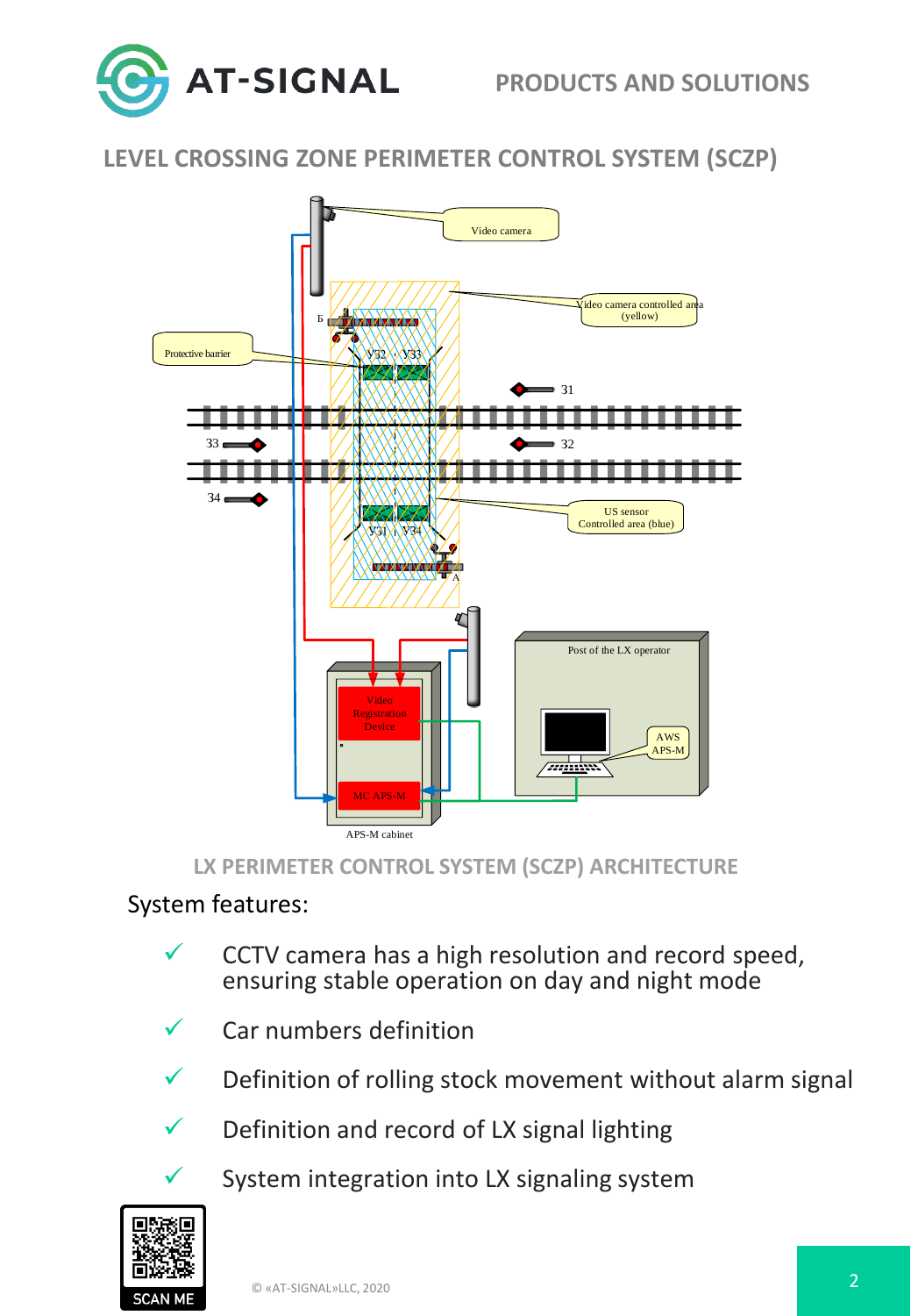## LEVEL CROSSING ZONE PERIMETER CONTROL SYSTEM (SCZP)

Video camera
Video camera controlled area (yellow)
Protective barrier
Б
V32 V33
31
33
32
34
US sensor Controlled area (blue)
V31 V34
A
Post of the LX operator
Video Registration Device
AWS APS-M
MC APS-M
APS-M cabinet

LX PERIMETER CONTROL SYSTEM (SCZP) ARCHITECTURE

System features:

- ✓ CCTV camera has a high resolution and record speed, ensuring stable operation on day and night mode
- ✓ Car numbers definition
- ✓ Definition of rolling stock movement without alarm signal
- ✓ Definition and record of LX signal lighting
- ✓ System integration into LX signaling system

SCAN ME

© «AT-SIGNAL»LLC, 2020